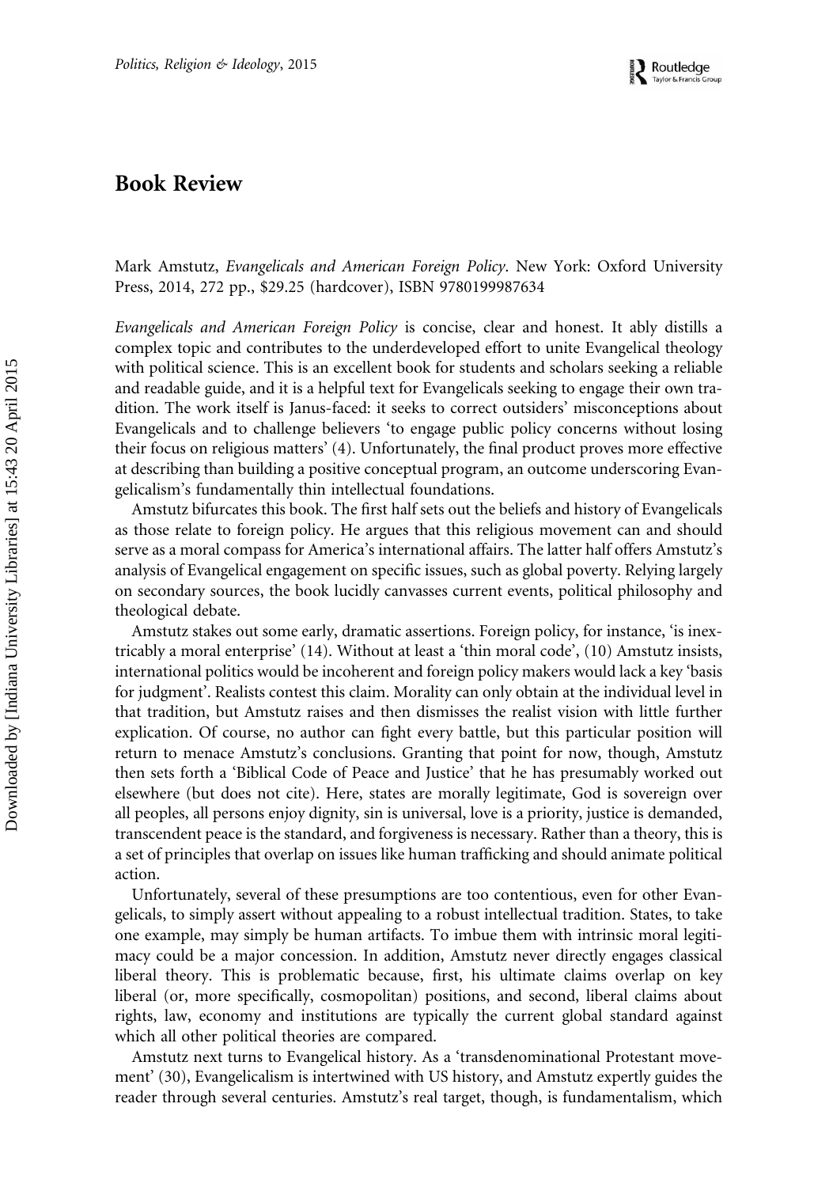# Book Review

Mark Amstutz, *Evangelicals and American Foreign Policy*. New York: Oxford University Press, 2014, 272 pp., $29.25 (hardcover), ISBN 9780199987634

*Evangelicals and American Foreign Policy* is concise, clear and honest. It ably distills a complex topic and contributes to the underdeveloped effort to unite Evangelical theology with political science. This is an excellent book for students and scholars seeking a reliable and readable guide, and it is a helpful text for Evangelicals seeking to engage their own tradition. The work itself is Janus-faced: it seeks to correct outsiders' misconceptions about Evangelicals and to challenge believers 'to engage public policy concerns without losing their focus on religious matters' (4). Unfortunately, the final product proves more effective at describing than building a positive conceptual program, an outcome underscoring Evangelicalism's fundamentally thin intellectual foundations.

Amstutz bifurcates this book. The first half sets out the beliefs and history of Evangelicals as those relate to foreign policy. He argues that this religious movement can and should serve as a moral compass for America's international affairs. The latter half offers Amstutz's analysis of Evangelical engagement on specific issues, such as global poverty. Relying largely on secondary sources, the book lucidly canvasses current events, political philosophy and theological debate.

Amstutz stakes out some early, dramatic assertions. Foreign policy, for instance, 'is inextricably a moral enterprise' (14). Without at least a 'thin moral code', (10) Amstutz insists, international politics would be incoherent and foreign policy makers would lack a key 'basis for judgment'. Realists contest this claim. Morality can only obtain at the individual level in that tradition, but Amstutz raises and then dismisses the realist vision with little further explication. Of course, no author can fight every battle, but this particular position will return to menace Amstutz's conclusions. Granting that point for now, though, Amstutz then sets forth a 'Biblical Code of Peace and Justice' that he has presumably worked out elsewhere (but does not cite). Here, states are morally legitimate, God is sovereign over all peoples, all persons enjoy dignity, sin is universal, love is a priority, justice is demanded, transcendent peace is the standard, and forgiveness is necessary. Rather than a theory, this is a set of principles that overlap on issues like human trafficking and should animate political action.

Unfortunately, several of these presumptions are too contentious, even for other Evangelicals, to simply assert without appealing to a robust intellectual tradition. States, to take one example, may simply be human artifacts. To imbue them with intrinsic moral legitimacy could be a major concession. In addition, Amstutz never directly engages classical liberal theory. This is problematic because, first, his ultimate claims overlap on key liberal (or, more specifically, cosmopolitan) positions, and second, liberal claims about rights, law, economy and institutions are typically the current global standard against which all other political theories are compared.

Amstutz next turns to Evangelical history. As a 'transdenominational Protestant movement' (30), Evangelicalism is intertwined with US history, and Amstutz expertly guides the reader through several centuries. Amstutz's real target, though, is fundamentalism, which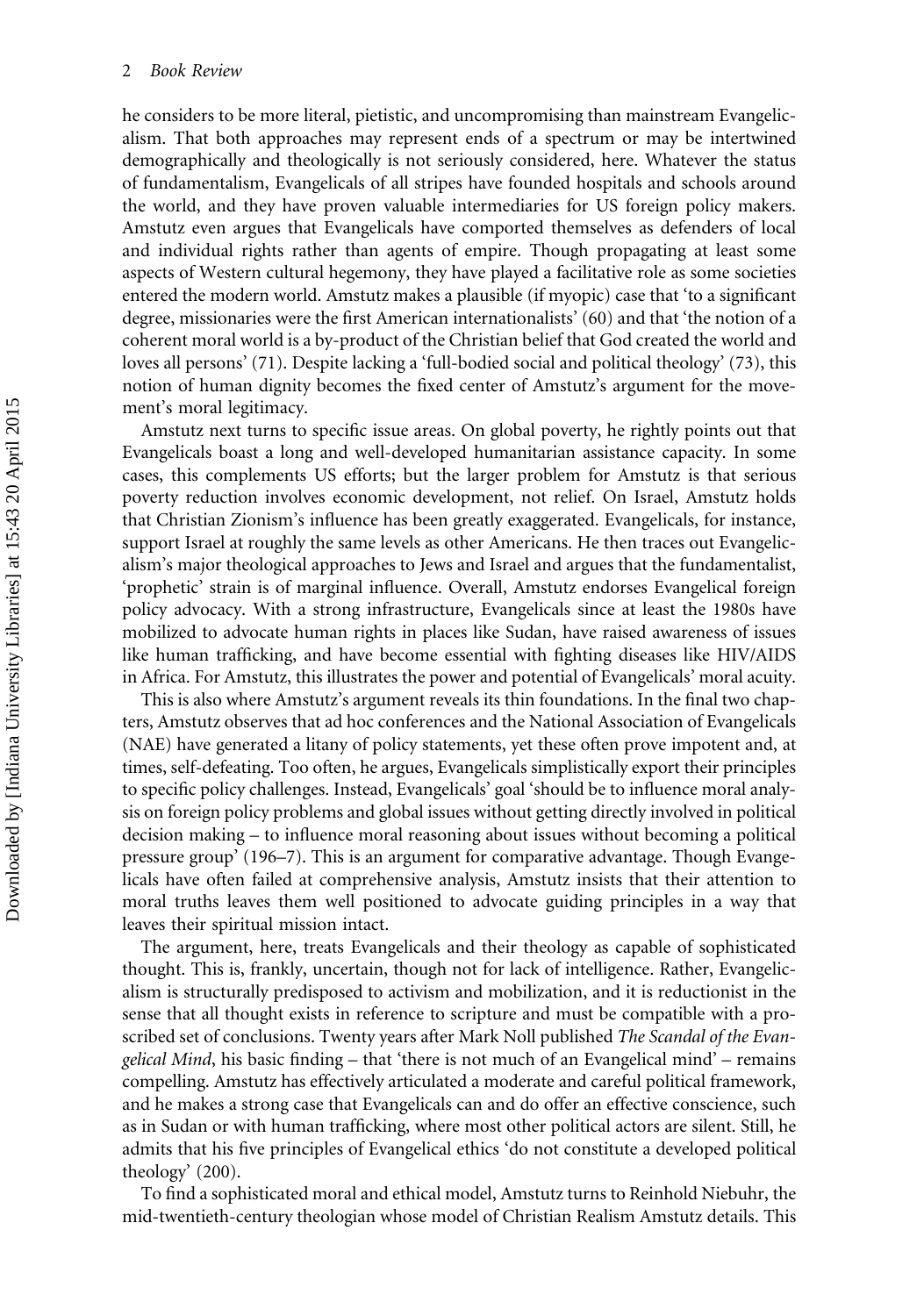he considers to be more literal, pietistic, and uncompromising than mainstream Evangelicalism. That both approaches may represent ends of a spectrum or may be intertwined demographically and theologically is not seriously considered, here. Whatever the status of fundamentalism, Evangelicals of all stripes have founded hospitals and schools around the world, and they have proven valuable intermediaries for US foreign policy makers. Amstutz even argues that Evangelicals have comported themselves as defenders of local and individual rights rather than agents of empire. Though propagating at least some aspects of Western cultural hegemony, they have played a facilitative role as some societies entered the modern world. Amstutz makes a plausible (if myopic) case that 'to a significant degree, missionaries were the first American internationalists' (60) and that 'the notion of a coherent moral world is a by-product of the Christian belief that God created the world and loves all persons' (71). Despite lacking a 'full-bodied social and political theology' (73), this notion of human dignity becomes the fixed center of Amstutz's argument for the movement's moral legitimacy.

Amstutz next turns to specific issue areas. On global poverty, he rightly points out that Evangelicals boast a long and well-developed humanitarian assistance capacity. In some cases, this complements US efforts; but the larger problem for Amstutz is that serious poverty reduction involves economic development, not relief. On Israel, Amstutz holds that Christian Zionism's influence has been greatly exaggerated. Evangelicals, for instance, support Israel at roughly the same levels as other Americans. He then traces out Evangelicalism's major theological approaches to Jews and Israel and argues that the fundamentalist, 'prophetic' strain is of marginal influence. Overall, Amstutz endorses Evangelical foreign policy advocacy. With a strong infrastructure, Evangelicals since at least the 1980s have mobilized to advocate human rights in places like Sudan, have raised awareness of issues like human trafficking, and have become essential with fighting diseases like HIV/AIDS in Africa. For Amstutz, this illustrates the power and potential of Evangelicals' moral acuity.

This is also where Amstutz's argument reveals its thin foundations. In the final two chapters, Amstutz observes that ad hoc conferences and the National Association of Evangelicals (NAE) have generated a litany of policy statements, yet these often prove impotent and, at times, self-defeating. Too often, he argues, Evangelicals simplistically export their principles to specific policy challenges. Instead, Evangelicals' goal 'should be to influence moral analysis on foreign policy problems and global issues without getting directly involved in political decision making – to influence moral reasoning about issues without becoming a political pressure group' (196–7). This is an argument for comparative advantage. Though Evangelicals have often failed at comprehensive analysis, Amstutz insists that their attention to moral truths leaves them well positioned to advocate guiding principles in a way that leaves their spiritual mission intact.

The argument, here, treats Evangelicals and their theology as capable of sophisticated thought. This is, frankly, uncertain, though not for lack of intelligence. Rather, Evangelicalism is structurally predisposed to activism and mobilization, and it is reductionist in the sense that all thought exists in reference to scripture and must be compatible with a proscribed set of conclusions. Twenty years after Mark Noll published *The Scandal of the Evangelical Mind*, his basic finding – that 'there is not much of an Evangelical mind' – remains compelling. Amstutz has effectively articulated a moderate and careful political framework, and he makes a strong case that Evangelicals can and do offer an effective conscience, such as in Sudan or with human trafficking, where most other political actors are silent. Still, he admits that his five principles of Evangelical ethics 'do not constitute a developed political theology' (200).

To find a sophisticated moral and ethical model, Amstutz turns to Reinhold Niebuhr, the mid-twentieth-century theologian whose model of Christian Realism Amstutz details. This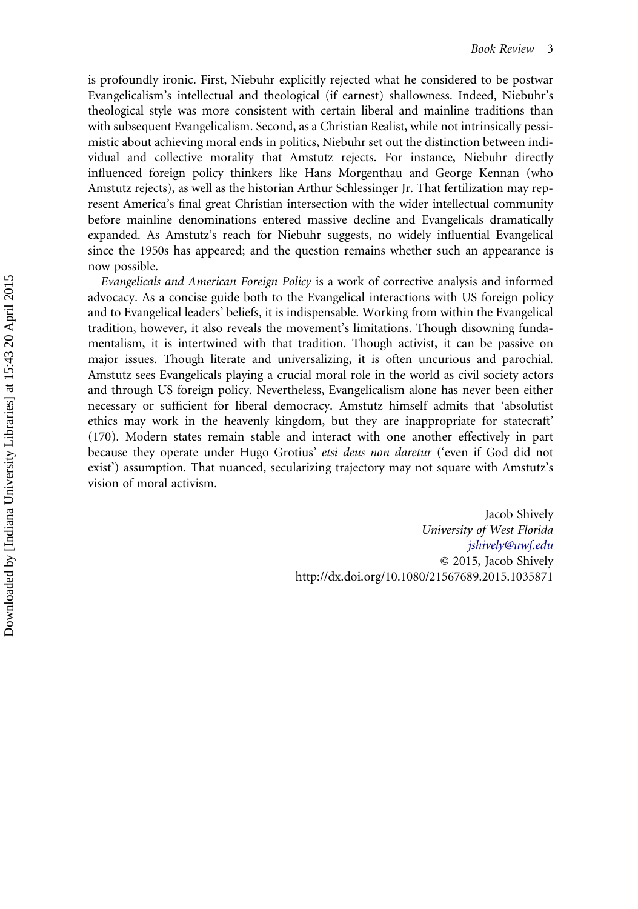is profoundly ironic. First, Niebuhr explicitly rejected what he considered to be postwar Evangelicalism's intellectual and theological (if earnest) shallowness. Indeed, Niebuhr's theological style was more consistent with certain liberal and mainline traditions than with subsequent Evangelicalism. Second, as a Christian Realist, while not intrinsically pessimistic about achieving moral ends in politics, Niebuhr set out the distinction between individual and collective morality that Amstutz rejects. For instance, Niebuhr directly influenced foreign policy thinkers like Hans Morgenthau and George Kennan (who Amstutz rejects), as well as the historian Arthur Schlessinger Jr. That fertilization may represent America's final great Christian intersection with the wider intellectual community before mainline denominations entered massive decline and Evangelicals dramatically expanded. As Amstutz's reach for Niebuhr suggests, no widely influential Evangelical since the 1950s has appeared; and the question remains whether such an appearance is now possible.

*Evangelicals and American Foreign Policy* is a work of corrective analysis and informed advocacy. As a concise guide both to the Evangelical interactions with US foreign policy and to Evangelical leaders' beliefs, it is indispensable. Working from within the Evangelical tradition, however, it also reveals the movement's limitations. Though disowning fundamentalism, it is intertwined with that tradition. Though activist, it can be passive on major issues. Though literate and universalizing, it is often uncurious and parochial. Amstutz sees Evangelicals playing a crucial moral role in the world as civil society actors and through US foreign policy. Nevertheless, Evangelicalism alone has never been either necessary or sufficient for liberal democracy. Amstutz himself admits that 'absolutist ethics may work in the heavenly kingdom, but they are inappropriate for statecraft' (170). Modern states remain stable and interact with one another effectively in part because they operate under Hugo Grotius' *etsi deus non daretur* ('even if God did not exist') assumption. That nuanced, secularizing trajectory may not square with Amstutz's vision of moral activism.

Jacob Shively
*University of West Florida*
*jshively@uwf.edu*
© 2015, Jacob Shively
http://dx.doi.org/10.1080/21567689.2015.1035871